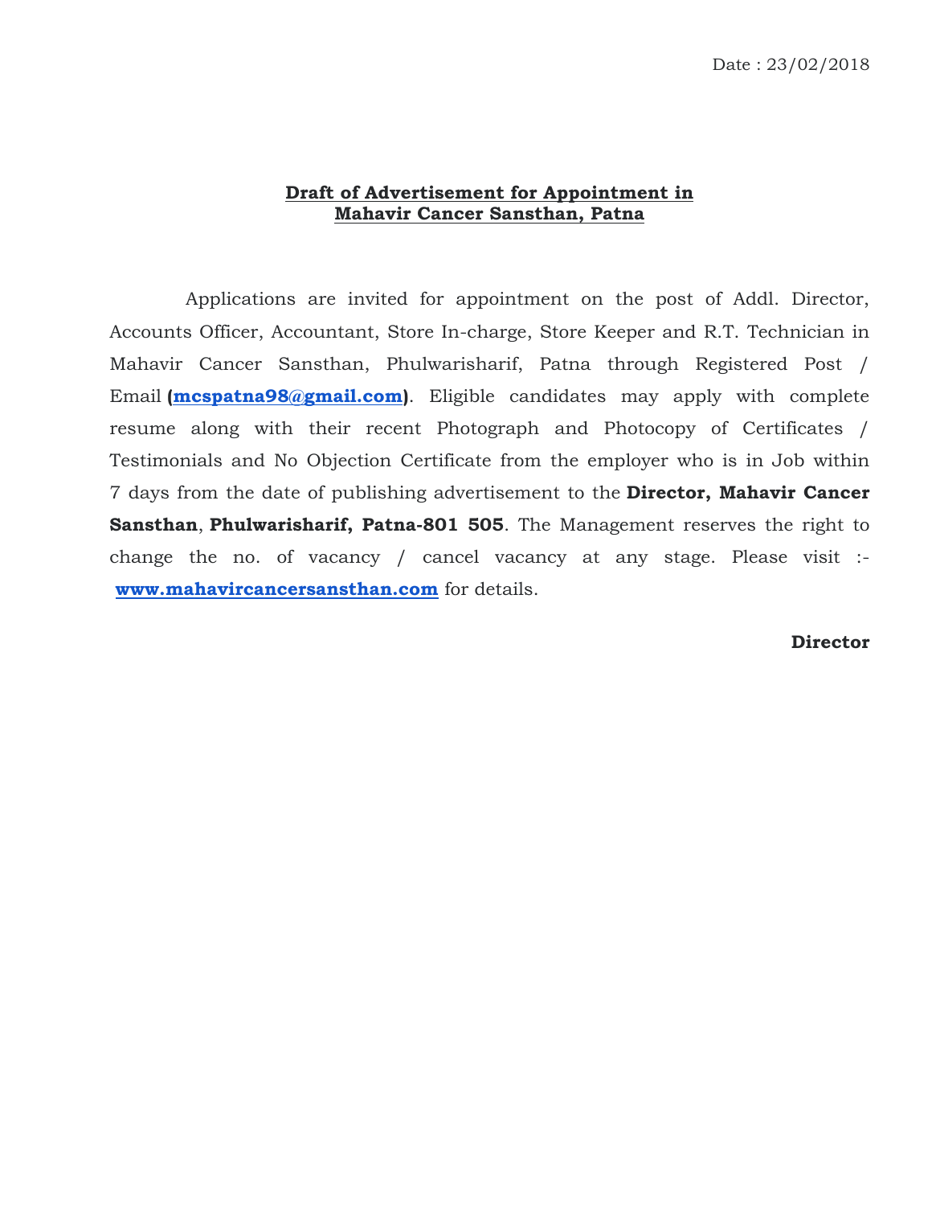Date : 23/02/2018

## Draft of Advertisement for Appointment in Mahavir Cancer Sansthan, Patna

Applications are invited for appointment on the post of Addl. Director, Accounts Officer, Accountant, Store In-charge, Store Keeper and R.T. Technician in Mahavir Cancer Sansthan, Phulwarisharif, Patna through Registered Post / Email **(mcspatna98@gmail.com)**. Eligible candidates may apply with complete resume along with their recent Photograph and Photocopy of Certificates / Testimonials and No Objection Certificate from the employer who is in Job within 7 days from the date of publishing advertisement to the **Director, Mahavir Cancer Sansthan**, **Phulwarisharif, Patna-801 505**. The Management reserves the right to change the no. of vacancy / cancel vacancy at any stage. Please visit :- **www.mahavircancersansthan.com** for details.

**Director**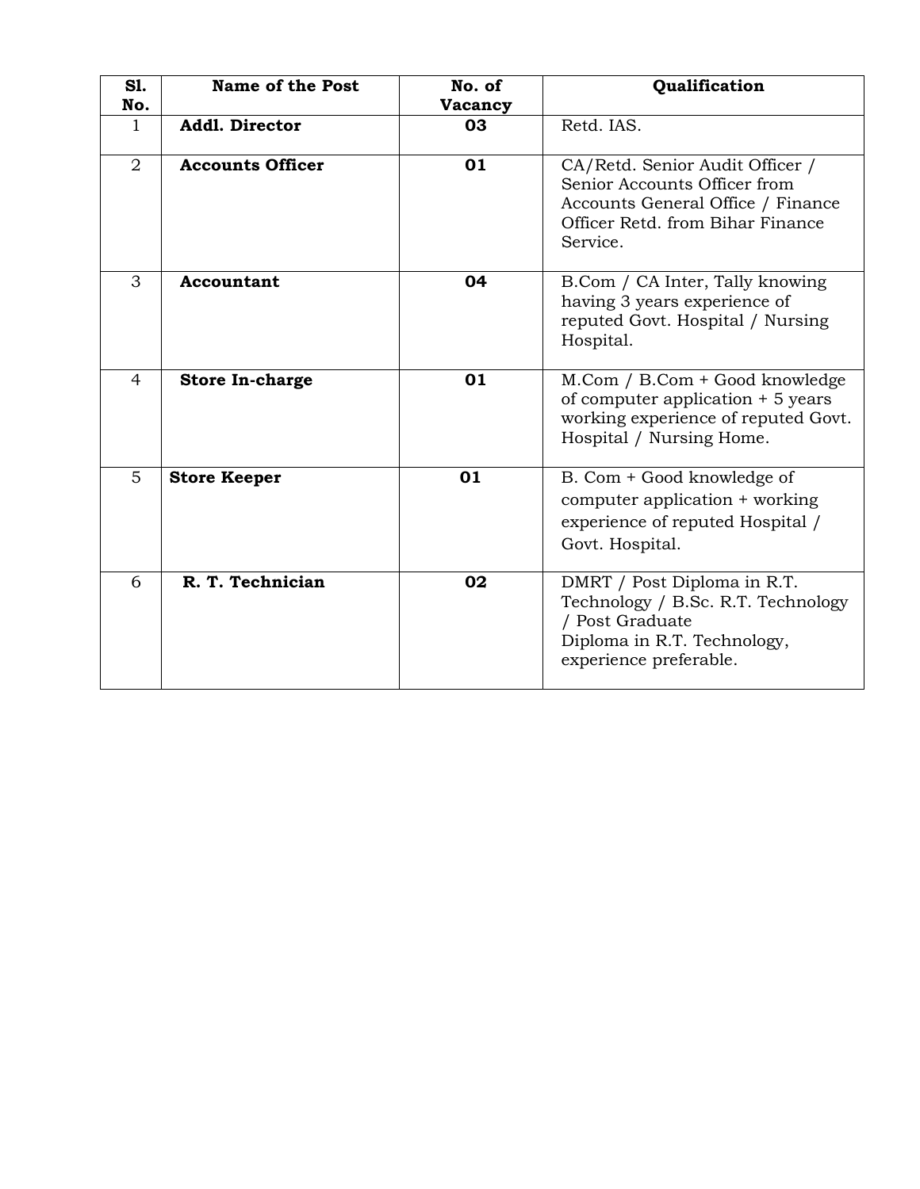| Sl. No. | Name of the Post | No. of Vacancy | Qualification |
| --- | --- | --- | --- |
| 1 | **Addl. Director** | **03** | Retd. IAS. |
| 2 | **Accounts Officer** | **01** | CA/Retd. Senior Audit Officer / Senior Accounts Officer from Accounts General Office / Finance Officer Retd. from Bihar Finance Service. |
| 3 | **Accountant** | **04** | B.Com / CA Inter, Tally knowing having 3 years experience of reputed Govt. Hospital / Nursing Hospital. |
| 4 | **Store In-charge** | **01** | M.Com / B.Com + Good knowledge of computer application + 5 years working experience of reputed Govt. Hospital / Nursing Home. |
| 5 | **Store Keeper** | **01** | B. Com + Good knowledge of computer application + working experience of reputed Hospital / Govt. Hospital. |
| 6 | **R. T. Technician** | **02** | DMRT / Post Diploma in R.T. Technology / B.Sc. R.T. Technology / Post Graduate Diploma in R.T. Technology, experience preferable. |